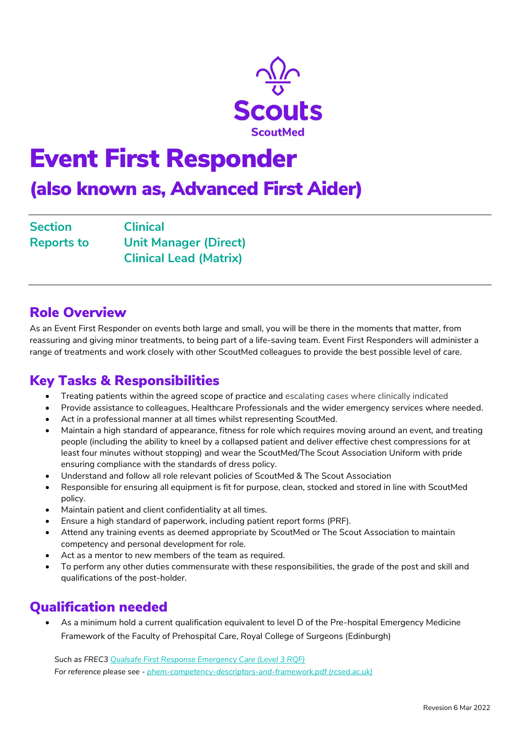Scouts

ScoutMed

# Event First Responder

## (also known as, Advanced First Aider)

**Section** Clinical

**Reports to** Unit Manager (Direct)
Clinical Lead (Matrix)

## Role Overview

As an Event First Responder on events both large and small, you will be there in the moments that matter, from reassuring and giving minor treatments, to being part of a life-saving team. Event First Responders will administer a range of treatments and work closely with other ScoutMed colleagues to provide the best possible level of care.

## Key Tasks & Responsibilities

- Treating patients within the agreed scope of practice and escalating cases where clinically indicated
- Provide assistance to colleagues, Healthcare Professionals and the wider emergency services where needed.
- Act in a professional manner at all times whilst representing ScoutMed.
- Maintain a high standard of appearance, fitness for role which requires moving around an event, and treating people (including the ability to kneel by a collapsed patient and deliver effective chest compressions for at least four minutes without stopping) and wear the ScoutMed/The Scout Association Uniform with pride ensuring compliance with the standards of dress policy.
- Understand and follow all role relevant policies of ScoutMed & The Scout Association
- Responsible for ensuring all equipment is fit for purpose, clean, stocked and stored in line with ScoutMed policy.
- Maintain patient and client confidentiality at all times.
- Ensure a high standard of paperwork, including patient report forms (PRF).
- Attend any training events as deemed appropriate by ScoutMed or The Scout Association to maintain competency and personal development for role.
- Act as a mentor to new members of the team as required.
- To perform any other duties commensurate with these responsibilities, the grade of the post and skill and qualifications of the post-holder.

## Qualification needed

- As a minimum hold a current qualification equivalent to level D of the Pre-hospital Emergency Medicine Framework of the Faculty of Prehospital Care, Royal College of Surgeons (Edinburgh)

*Such as FREC3 Qualsafe First Response Emergency Care (Level 3 RQF)*
*For reference please see - phem-competency-descriptors-and-framework.pdf (rcsed.ac.uk)*

Revesion 6 Mar 2022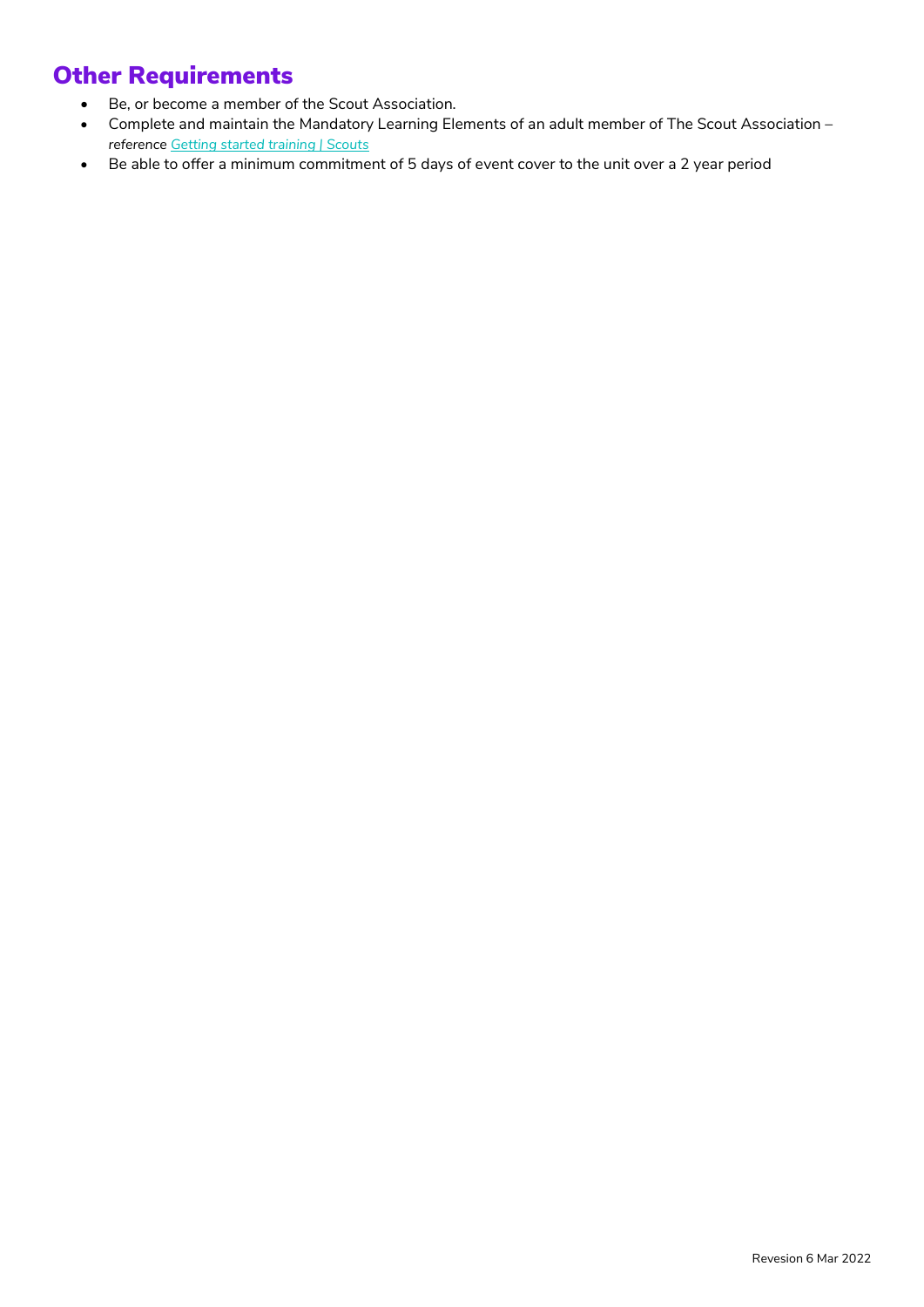## Other Requirements

- Be, or become a member of the Scout Association.
- Complete and maintain the Mandatory Learning Elements of an adult member of The Scout Association – *reference [Getting started training | Scouts]*
- Be able to offer a minimum commitment of 5 days of event cover to the unit over a 2 year period

Revesion 6 Mar 2022